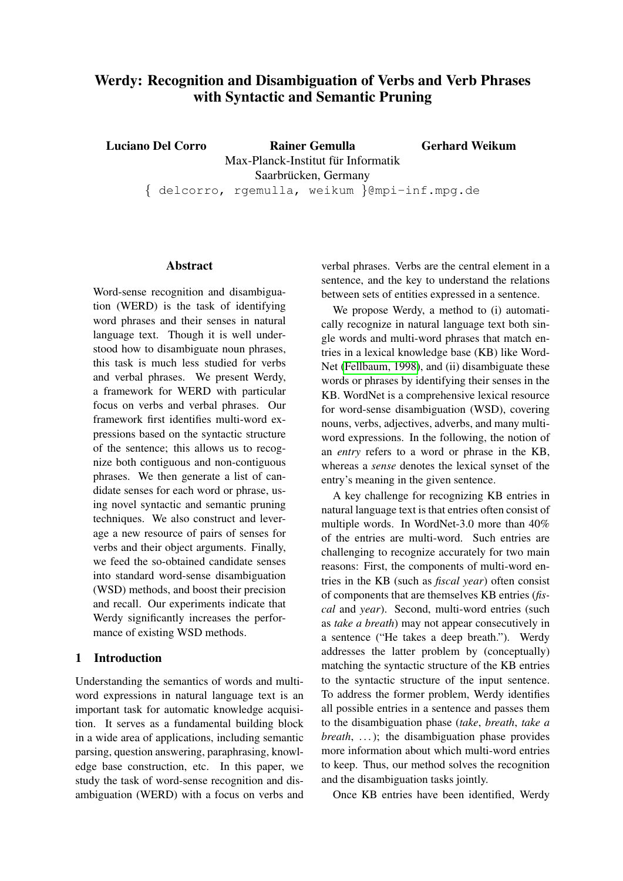# Werdy: Recognition and Disambiguation of Verbs and Verb Phrases with Syntactic and Semantic Pruning

**Luciano Del Corro** **Rainer Gemulla** **Gerhard Weikum**

Max-Planck-Institut für Informatik
Saarbrücken, Germany
{ delcorro, rgemulla, weikum }@mpi-inf.mpg.de

## Abstract

Word-sense recognition and disambiguation (WERD) is the task of identifying word phrases and their senses in natural language text. Though it is well understood how to disambiguate noun phrases, this task is much less studied for verbs and verbal phrases. We present Werdy, a framework for WERD with particular focus on verbs and verbal phrases. Our framework first identifies multi-word expressions based on the syntactic structure of the sentence; this allows us to recognize both contiguous and non-contiguous phrases. We then generate a list of candidate senses for each word or phrase, using novel syntactic and semantic pruning techniques. We also construct and leverage a new resource of pairs of senses for verbs and their object arguments. Finally, we feed the so-obtained candidate senses into standard word-sense disambiguation (WSD) methods, and boost their precision and recall. Our experiments indicate that Werdy significantly increases the performance of existing WSD methods.

## 1 Introduction

Understanding the semantics of words and multi-word expressions in natural language text is an important task for automatic knowledge acquisition. It serves as a fundamental building block in a wide area of applications, including semantic parsing, question answering, paraphrasing, knowledge base construction, etc. In this paper, we study the task of word-sense recognition and disambiguation (WERD) with a focus on verbs and verbal phrases. Verbs are the central element in a sentence, and the key to understand the relations between sets of entities expressed in a sentence.

We propose Werdy, a method to (i) automatically recognize in natural language text both single words and multi-word phrases that match entries in a lexical knowledge base (KB) like WordNet (Fellbaum, 1998), and (ii) disambiguate these words or phrases by identifying their senses in the KB. WordNet is a comprehensive lexical resource for word-sense disambiguation (WSD), covering nouns, verbs, adjectives, adverbs, and many multi-word expressions. In the following, the notion of an *entry* refers to a word or phrase in the KB, whereas a *sense* denotes the lexical synset of the entry's meaning in the given sentence.

A key challenge for recognizing KB entries in natural language text is that entries often consist of multiple words. In WordNet-3.0 more than 40% of the entries are multi-word. Such entries are challenging to recognize accurately for two main reasons: First, the components of multi-word entries in the KB (such as *fiscal year*) often consist of components that are themselves KB entries (*fiscal* and *year*). Second, multi-word entries (such as *take a breath*) may not appear consecutively in a sentence ("He takes a deep breath."). Werdy addresses the latter problem by (conceptually) matching the syntactic structure of the KB entries to the syntactic structure of the input sentence. To address the former problem, Werdy identifies all possible entries in a sentence and passes them to the disambiguation phase (*take*, *breath*, *take a breath*, ...); the disambiguation phase provides more information about which multi-word entries to keep. Thus, our method solves the recognition and the disambiguation tasks jointly.

Once KB entries have been identified, Werdy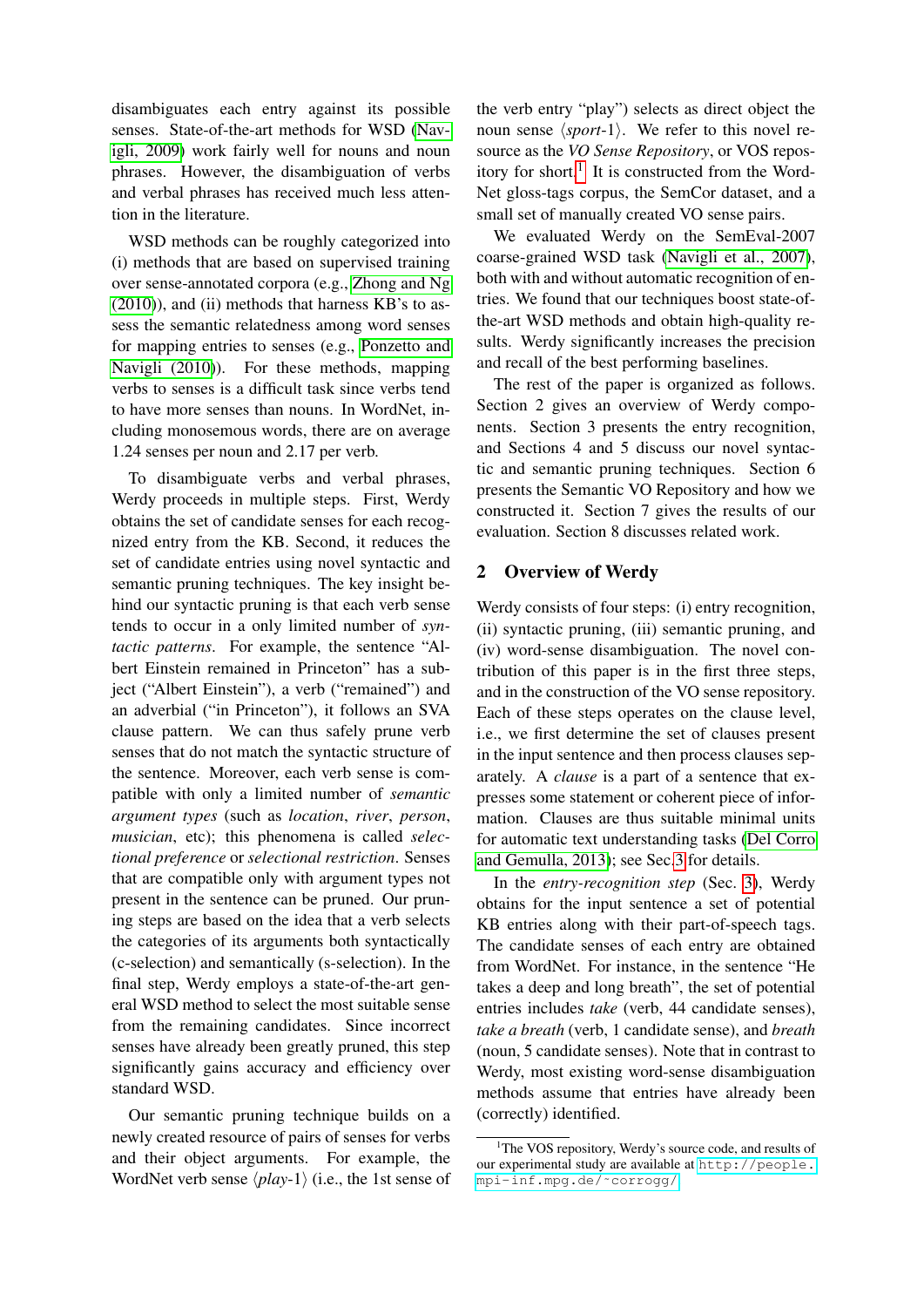disambiguates each entry against its possible senses. State-of-the-art methods for WSD (Navigli, 2009) work fairly well for nouns and noun phrases. However, the disambiguation of verbs and verbal phrases has received much less attention in the literature.

WSD methods can be roughly categorized into (i) methods that are based on supervised training over sense-annotated corpora (e.g., Zhong and Ng (2010)), and (ii) methods that harness KB's to assess the semantic relatedness among word senses for mapping entries to senses (e.g., Ponzetto and Navigli (2010)). For these methods, mapping verbs to senses is a difficult task since verbs tend to have more senses than nouns. In WordNet, including monosemous words, there are on average 1.24 senses per noun and 2.17 per verb.

To disambiguate verbs and verbal phrases, Werdy proceeds in multiple steps. First, Werdy obtains the set of candidate senses for each recognized entry from the KB. Second, it reduces the set of candidate entries using novel syntactic and semantic pruning techniques. The key insight behind our syntactic pruning is that each verb sense tends to occur in a only limited number of *syntactic patterns*. For example, the sentence "Albert Einstein remained in Princeton" has a subject ("Albert Einstein"), a verb ("remained") and an adverbial ("in Princeton"), it follows an SVA clause pattern. We can thus safely prune verb senses that do not match the syntactic structure of the sentence. Moreover, each verb sense is compatible with only a limited number of *semantic argument types* (such as *location*, *river*, *person*, *musician*, etc); this phenomena is called *selectional preference* or *selectional restriction*. Senses that are compatible only with argument types not present in the sentence can be pruned. Our pruning steps are based on the idea that a verb selects the categories of its arguments both syntactically (c-selection) and semantically (s-selection). In the final step, Werdy employs a state-of-the-art general WSD method to select the most suitable sense from the remaining candidates. Since incorrect senses have already been greatly pruned, this step significantly gains accuracy and efficiency over standard WSD.

Our semantic pruning technique builds on a newly created resource of pairs of senses for verbs and their object arguments. For example, the WordNet verb sense ⟨*play*-1⟩ (i.e., the 1st sense of the verb entry "play") selects as direct object the noun sense ⟨*sport*-1⟩. We refer to this novel resource as the *VO Sense Repository*, or VOS repository for short.[1] It is constructed from the WordNet gloss-tags corpus, the SemCor dataset, and a small set of manually created VO sense pairs.

We evaluated Werdy on the SemEval-2007 coarse-grained WSD task (Navigli et al., 2007), both with and without automatic recognition of entries. We found that our techniques boost state-of-the-art WSD methods and obtain high-quality results. Werdy significantly increases the precision and recall of the best performing baselines.

The rest of the paper is organized as follows. Section 2 gives an overview of Werdy components. Section 3 presents the entry recognition, and Sections 4 and 5 discuss our novel syntactic and semantic pruning techniques. Section 6 presents the Semantic VO Repository and how we constructed it. Section 7 gives the results of our evaluation. Section 8 discusses related work.

## 2 Overview of Werdy

Werdy consists of four steps: (i) entry recognition, (ii) syntactic pruning, (iii) semantic pruning, and (iv) word-sense disambiguation. The novel contribution of this paper is in the first three steps, and in the construction of the VO sense repository. Each of these steps operates on the clause level, i.e., we first determine the set of clauses present in the input sentence and then process clauses separately. A *clause* is a part of a sentence that expresses some statement or coherent piece of information. Clauses are thus suitable minimal units for automatic text understanding tasks (Del Corro and Gemulla, 2013); see Sec.3 for details.

In the *entry-recognition step* (Sec. 3), Werdy obtains for the input sentence a set of potential KB entries along with their part-of-speech tags. The candidate senses of each entry are obtained from WordNet. For instance, in the sentence "He takes a deep and long breath", the set of potential entries includes *take* (verb, 44 candidate senses), *take a breath* (verb, 1 candidate sense), and *breath* (noun, 5 candidate senses). Note that in contrast to Werdy, most existing word-sense disambiguation methods assume that entries have already been (correctly) identified.

[1]The VOS repository, Werdy's source code, and results of our experimental study are available at http://people.mpi-inf.mpg.de/~corrogg/.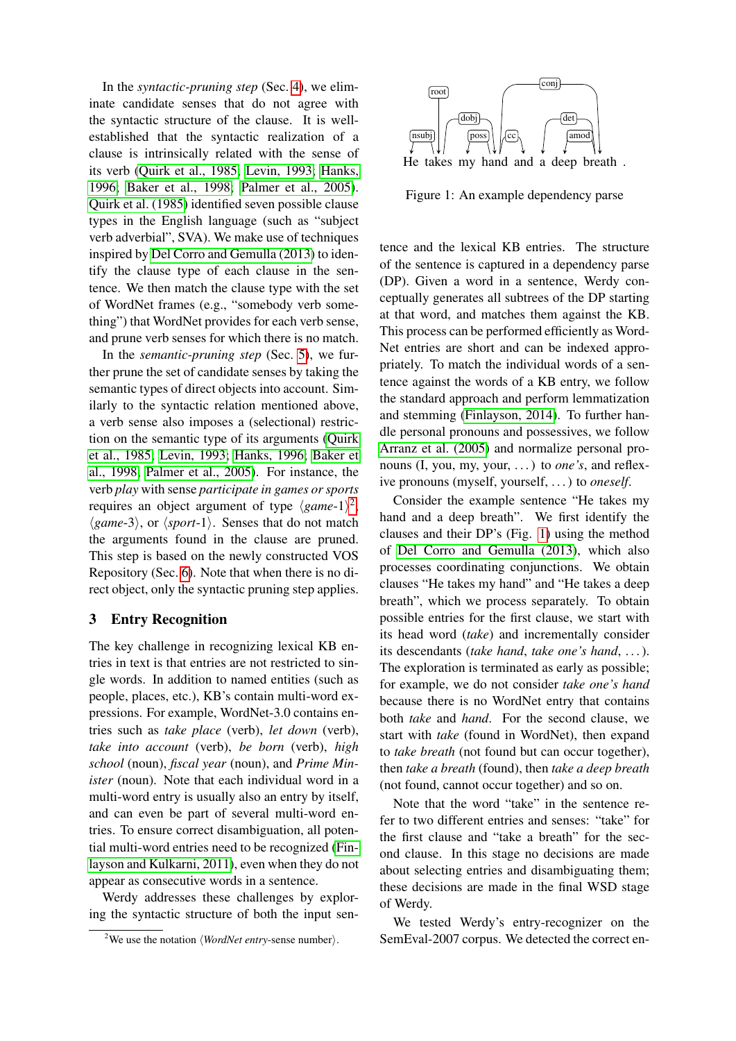In the *syntactic-pruning step* (Sec. 4), we eliminate candidate senses that do not agree with the syntactic structure of the clause. It is well-established that the syntactic realization of a clause is intrinsically related with the sense of its verb (Quirk et al., 1985; Levin, 1993; Hanks, 1996; Baker et al., 1998; Palmer et al., 2005). Quirk et al. (1985) identified seven possible clause types in the English language (such as "subject verb adverbial", SVA). We make use of techniques inspired by Del Corro and Gemulla (2013) to identify the clause type of each clause in the sentence. We then match the clause type with the set of WordNet frames (e.g., "somebody verb something") that WordNet provides for each verb sense, and prune verb senses for which there is no match.

In the *semantic-pruning step* (Sec. 5), we further prune the set of candidate senses by taking the semantic types of direct objects into account. Similarly to the syntactic relation mentioned above, a verb sense also imposes a (selectional) restriction on the semantic type of its arguments (Quirk et al., 1985; Levin, 1993; Hanks, 1996; Baker et al., 1998; Palmer et al., 2005). For instance, the verb *play* with sense *participate in games or sports* requires an object argument of type $\langle$*game*-1$\rangle$[2], $\langle$*game*-3$\rangle$, or $\langle$*sport*-1$\rangle$. Senses that do not match the arguments found in the clause are pruned. This step is based on the newly constructed VOS Repository (Sec. 6). Note that when there is no direct object, only the syntactic pruning step applies.

## 3 Entry Recognition

The key challenge in recognizing lexical KB entries in text is that entries are not restricted to single words. In addition to named entities (such as people, places, etc.), KB's contain multi-word expressions. For example, WordNet-3.0 contains entries such as *take place* (verb), *let down* (verb), *take into account* (verb), *be born* (verb), *high school* (noun), *fiscal year* (noun), and *Prime Minister* (noun). Note that each individual word in a multi-word entry is usually also an entry by itself, and can even be part of several multi-word entries. To ensure correct disambiguation, all potential multi-word entries need to be recognized (Finlayson and Kulkarni, 2011), even when they do not appear as consecutive words in a sentence.

Werdy addresses these challenges by exploring the syntactic structure of both the input sentence and the lexical KB entries. The structure of the sentence is captured in a dependency parse (DP). Given a word in a sentence, Werdy conceptually generates all subtrees of the DP starting at that word, and matches them against the KB. This process can be performed efficiently as WordNet entries are short and can be indexed appropriately. To match the individual words of a sentence against the words of a KB entry, we follow the standard approach and perform lemmatization and stemming (Finlayson, 2014). To further handle personal pronouns and possessives, we follow Arranz et al. (2005) and normalize personal pronouns (I, you, my, your, ...) to *one's*, and reflexive pronouns (myself, yourself, ...) to *oneself*.

Figure 1: An example dependency parse

Consider the example sentence "He takes my hand and a deep breath". We first identify the clauses and their DP's (Fig. 1) using the method of Del Corro and Gemulla (2013), which also processes coordinating conjunctions. We obtain clauses "He takes my hand" and "He takes a deep breath", which we process separately. To obtain possible entries for the first clause, we start with its head word (*take*) and incrementally consider its descendants (*take hand*, *take one's hand*, ...). The exploration is terminated as early as possible; for example, we do not consider *take one's hand* because there is no WordNet entry that contains both *take* and *hand*. For the second clause, we start with *take* (found in WordNet), then expand to *take breath* (not found but can occur together), then *take a breath* (found), then *take a deep breath* (not found, cannot occur together) and so on.

Note that the word "take" in the sentence refer to two different entries and senses: "take" for the first clause and "take a breath" for the second clause. In this stage no decisions are made about selecting entries and disambiguating them; these decisions are made in the final WSD stage of Werdy.

We tested Werdy's entry-recognizer on the SemEval-2007 corpus. We detected the correct en-

[2] We use the notation $\langle$*WordNet entry*-sense number$\rangle$.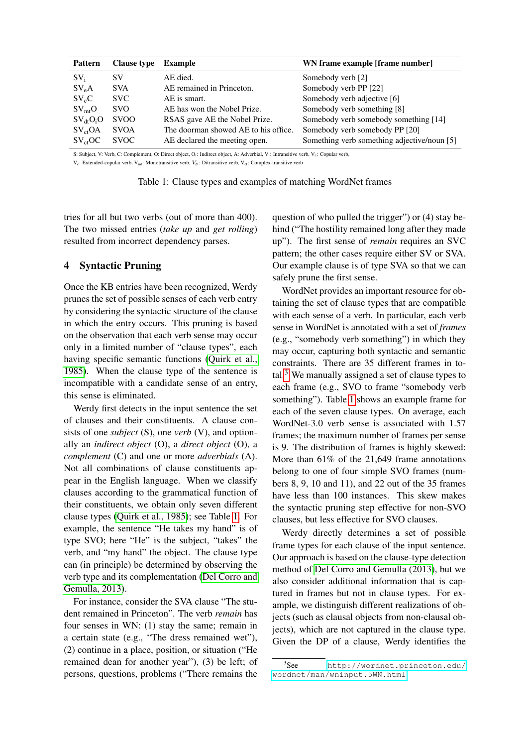| Pattern | Clause type | Example | WN frame example [frame number] |
|---|---|---|---|
| $SV_i$ | SV | AE died. | Somebody verb [2] |
| $SV_eA$ | SVA | AE remained in Princeton. | Somebody verb PP [22] |
| $SV_cC$ | SVC | AE is smart. | Somebody verb adjective [6] |
| $SV_{mt}O$ | SVO | AE has won the Nobel Prize. | Somebody verb something [8] |
| $SV_{dt}O_iO$ | SVOO | RSAS gave AE the Nobel Prize. | Somebody verb somebody something [14] |
| $SV_{ct}OA$ | SVOA | The doorman showed AE to his office. | Somebody verb somebody PP [20] |
| $SV_{ct}OC$ | SVOC | AE declared the meeting open. | Something verb something adjective/noun [5] |

S: Subject, V: Verb, C: Complement, O: Direct object, $O_i$: Indirect object, A: Adverbial, $V_i$: Intransitive verb, $V_c$: Copular verb, $V_e$: Extended-copular verb, $V_{mt}$: Monotransitive verb, $V_{dt}$: Ditransitive verb, $V_{ct}$: Complex-transitive verb

Table 1: Clause types and examples of matching WordNet frames

tries for all but two verbs (out of more than 400). The two missed entries (*take up* and *get rolling*) resulted from incorrect dependency parses.

## 4 Syntactic Pruning

Once the KB entries have been recognized, Werdy prunes the set of possible senses of each verb entry by considering the syntactic structure of the clause in which the entry occurs. This pruning is based on the observation that each verb sense may occur only in a limited number of "clause types", each having specific semantic functions (Quirk et al., 1985). When the clause type of the sentence is incompatible with a candidate sense of an entry, this sense is eliminated.

Werdy first detects in the input sentence the set of clauses and their constituents. A clause consists of one *subject* (S), one *verb* (V), and optionally an *indirect object* (O), a *direct object* (O), a *complement* (C) and one or more *adverbials* (A). Not all combinations of clause constituents appear in the English language. When we classify clauses according to the grammatical function of their constituents, we obtain only seven different clause types (Quirk et al., 1985); see Table 1. For example, the sentence "He takes my hand" is of type SVO; here "He" is the subject, "takes" the verb, and "my hand" the object. The clause type can (in principle) be determined by observing the verb type and its complementation (Del Corro and Gemulla, 2013).

For instance, consider the SVA clause "The student remained in Princeton". The verb *remain* has four senses in WN: (1) stay the same; remain in a certain state (e.g., "The dress remained wet"), (2) continue in a place, position, or situation ("He remained dean for another year"), (3) be left; of persons, questions, problems ("There remains the question of who pulled the trigger") or (4) stay behind ("The hostility remained long after they made up"). The first sense of *remain* requires an SVC pattern; the other cases require either SV or SVA. Our example clause is of type SVA so that we can safely prune the first sense.

WordNet provides an important resource for obtaining the set of clause types that are compatible with each sense of a verb. In particular, each verb sense in WordNet is annotated with a set of *frames* (e.g., "somebody verb something") in which they may occur, capturing both syntactic and semantic constraints. There are 35 different frames in total.[3] We manually assigned a set of clause types to each frame (e.g., SVO to frame "somebody verb something"). Table 1 shows an example frame for each of the seven clause types. On average, each WordNet-3.0 verb sense is associated with 1.57 frames; the maximum number of frames per sense is 9. The distribution of frames is highly skewed: More than 61% of the 21,649 frame annotations belong to one of four simple SVO frames (numbers 8, 9, 10 and 11), and 22 out of the 35 frames have less than 100 instances. This skew makes the syntactic pruning step effective for non-SVO clauses, but less effective for SVO clauses.

Werdy directly determines a set of possible frame types for each clause of the input sentence. Our approach is based on the clause-type detection method of Del Corro and Gemulla (2013), but we also consider additional information that is captured in frames but not in clause types. For example, we distinguish different realizations of objects (such as clausal objects from non-clausal objects), which are not captured in the clause type. Given the DP of a clause, Werdy identifies the

[3] See http://wordnet.princeton.edu/wordnet/man/wninput.5WN.html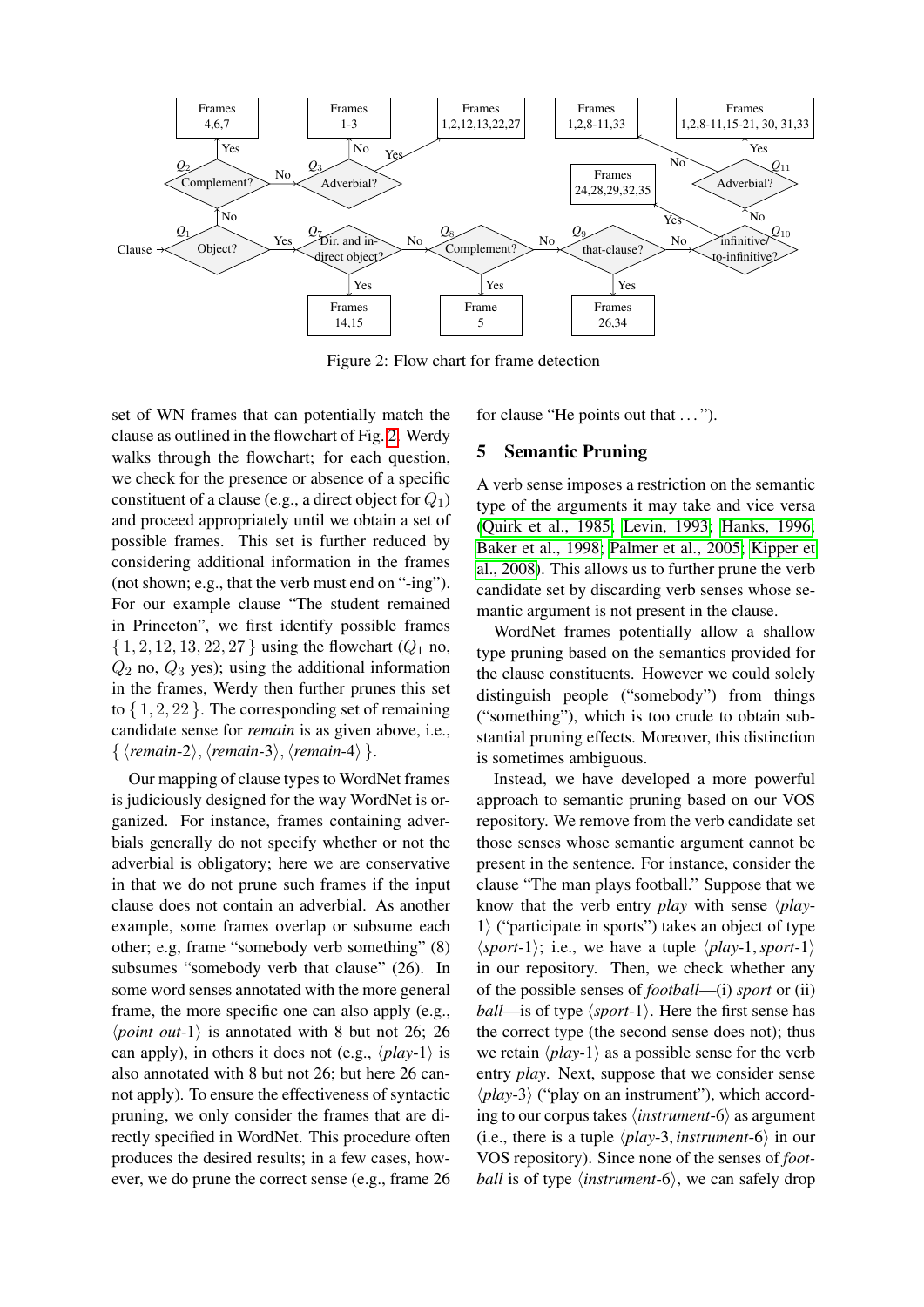Figure 2: Flow chart for frame detection

set of WN frames that can potentially match the clause as outlined in the flowchart of Fig. 2. Werdy walks through the flowchart; for each question, we check for the presence or absence of a specific constituent of a clause (e.g., a direct object for $Q_1$) and proceed appropriately until we obtain a set of possible frames. This set is further reduced by considering additional information in the frames (not shown; e.g., that the verb must end on "-ing"). For our example clause "The student remained in Princeton", we first identify possible frames $\{1, 2, 12, 13, 22, 27\}$ using the flowchart ($Q_1$ no, $Q_2$ no, $Q_3$ yes); using the additional information in the frames, Werdy then further prunes this set to $\{1, 2, 22\}$. The corresponding set of remaining candidate sense for *remain* is as given above, i.e., $\{\langle$*remain*-2$\rangle$, $\langle$*remain*-3$\rangle$, $\langle$*remain*-4$\rangle\}$.

Our mapping of clause types to WordNet frames is judiciously designed for the way WordNet is organized. For instance, frames containing adverbials generally do not specify whether or not the adverbial is obligatory; here we are conservative in that we do not prune such frames if the input clause does not contain an adverbial. As another example, some frames overlap or subsume each other; e.g, frame "somebody verb something" (8) subsumes "somebody verb that clause" (26). In some word senses annotated with the more general frame, the more specific one can also apply (e.g., $\langle$*point out*-1$\rangle$ is annotated with 8 but not 26; 26 can apply), in others it does not (e.g., $\langle$*play*-1$\rangle$ is also annotated with 8 but not 26; but here 26 cannot apply). To ensure the effectiveness of syntactic pruning, we only consider the frames that are directly specified in WordNet. This procedure often produces the desired results; in a few cases, however, we do prune the correct sense (e.g., frame 26 for clause "He points out that ...").

## 5 Semantic Pruning

A verb sense imposes a restriction on the semantic type of the arguments it may take and vice versa (Quirk et al., 1985; Levin, 1993; Hanks, 1996; Baker et al., 1998; Palmer et al., 2005; Kipper et al., 2008). This allows us to further prune the verb candidate set by discarding verb senses whose semantic argument is not present in the clause.

WordNet frames potentially allow a shallow type pruning based on the semantics provided for the clause constituents. However we could solely distinguish people ("somebody") from things ("something"), which is too crude to obtain substantial pruning effects. Moreover, this distinction is sometimes ambiguous.

Instead, we have developed a more powerful approach to semantic pruning based on our VOS repository. We remove from the verb candidate set those senses whose semantic argument cannot be present in the sentence. For instance, consider the clause "The man plays football." Suppose that we know that the verb entry *play* with sense $\langle$*play*-1$\rangle$ ("participate in sports") takes an object of type $\langle$*sport*-1$\rangle$; i.e., we have a tuple $\langle$*play*-1, *sport*-1$\rangle$ in our repository. Then, we check whether any of the possible senses of *football*—(i) *sport* or (ii) *ball*—is of type $\langle$*sport*-1$\rangle$. Here the first sense has the correct type (the second sense does not); thus we retain $\langle$*play*-1$\rangle$ as a possible sense for the verb entry *play*. Next, suppose that we consider sense $\langle$*play*-3$\rangle$ ("play on an instrument"), which according to our corpus takes $\langle$*instrument*-6$\rangle$ as argument (i.e., there is a tuple $\langle$*play*-3, *instrument*-6$\rangle$ in our VOS repository). Since none of the senses of *football* is of type $\langle$*instrument*-6$\rangle$, we can safely drop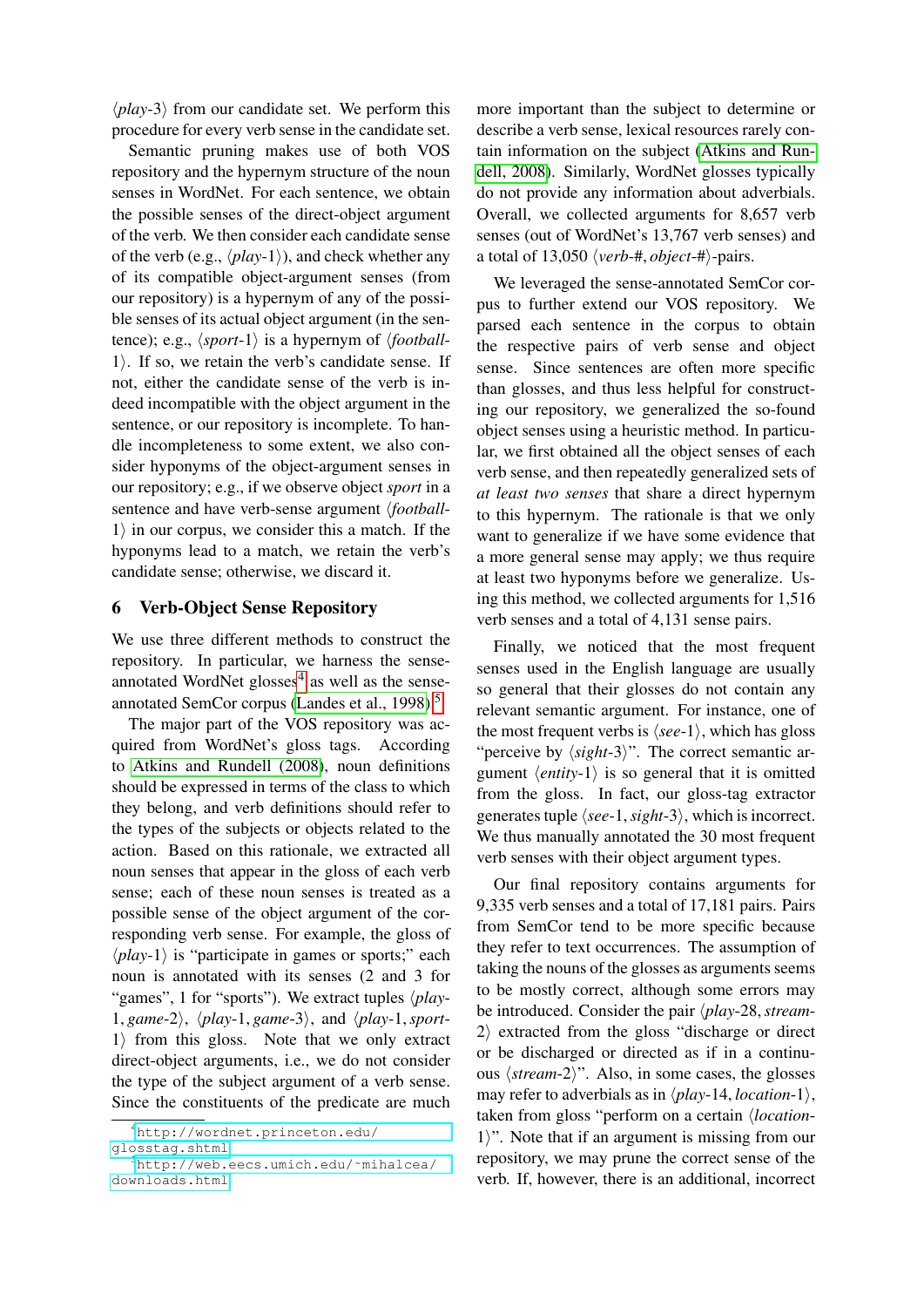⟨*play*-3⟩ from our candidate set. We perform this procedure for every verb sense in the candidate set.

Semantic pruning makes use of both VOS repository and the hypernym structure of the noun senses in WordNet. For each sentence, we obtain the possible senses of the direct-object argument of the verb. We then consider each candidate sense of the verb (e.g., ⟨*play*-1⟩), and check whether any of its compatible object-argument senses (from our repository) is a hypernym of any of the possible senses of its actual object argument (in the sentence); e.g., ⟨*sport*-1⟩ is a hypernym of ⟨*football*-1⟩. If so, we retain the verb's candidate sense. If not, either the candidate sense of the verb is indeed incompatible with the object argument in the sentence, or our repository is incomplete. To handle incompleteness to some extent, we also consider hyponyms of the object-argument senses in our repository; e.g., if we observe object *sport* in a sentence and have verb-sense argument ⟨*football*-1⟩ in our corpus, we consider this a match. If the hyponyms lead to a match, we retain the verb's candidate sense; otherwise, we discard it.

## 6 Verb-Object Sense Repository

We use three different methods to construct the repository. In particular, we harness the sense-annotated WordNet glosses[4] as well as the sense-annotated SemCor corpus (Landes et al., 1998).[5]

The major part of the VOS repository was acquired from WordNet's gloss tags. According to Atkins and Rundell (2008), noun definitions should be expressed in terms of the class to which they belong, and verb definitions should refer to the types of the subjects or objects related to the action. Based on this rationale, we extracted all noun senses that appear in the gloss of each verb sense; each of these noun senses is treated as a possible sense of the object argument of the corresponding verb sense. For example, the gloss of ⟨*play*-1⟩ is "participate in games or sports;" each noun is annotated with its senses (2 and 3 for "games", 1 for "sports"). We extract tuples ⟨*play*-1, *game*-2⟩, ⟨*play*-1, *game*-3⟩, and ⟨*play*-1, *sport*-1⟩ from this gloss. Note that we only extract direct-object arguments, i.e., we do not consider the type of the subject argument of a verb sense. Since the constituents of the predicate are much more important than the subject to determine or describe a verb sense, lexical resources rarely contain information on the subject (Atkins and Rundell, 2008). Similarly, WordNet glosses typically do not provide any information about adverbials. Overall, we collected arguments for 8,657 verb senses (out of WordNet's 13,767 verb senses) and a total of 13,050 ⟨*verb*-#, *object*-#⟩-pairs.

We leveraged the sense-annotated SemCor corpus to further extend our VOS repository. We parsed each sentence in the corpus to obtain the respective pairs of verb sense and object sense. Since sentences are often more specific than glosses, and thus less helpful for constructing our repository, we generalized the so-found object senses using a heuristic method. In particular, we first obtained all the object senses of each verb sense, and then repeatedly generalized sets of *at least two senses* that share a direct hypernym to this hypernym. The rationale is that we only want to generalize if we have some evidence that a more general sense may apply; we thus require at least two hyponyms before we generalize. Using this method, we collected arguments for 1,516 verb senses and a total of 4,131 sense pairs.

Finally, we noticed that the most frequent senses used in the English language are usually so general that their glosses do not contain any relevant semantic argument. For instance, one of the most frequent verbs is ⟨*see*-1⟩, which has gloss "perceive by ⟨*sight*-3⟩". The correct semantic argument ⟨*entity*-1⟩ is so general that it is omitted from the gloss. In fact, our gloss-tag extractor generates tuple ⟨*see*-1, *sight*-3⟩, which is incorrect. We thus manually annotated the 30 most frequent verb senses with their object argument types.

Our final repository contains arguments for 9,335 verb senses and a total of 17,181 pairs. Pairs from SemCor tend to be more specific because they refer to text occurrences. The assumption of taking the nouns of the glosses as arguments seems to be mostly correct, although some errors may be introduced. Consider the pair ⟨*play*-28, *stream*-2⟩ extracted from the gloss "discharge or direct or be discharged or directed as if in a continuous ⟨*stream*-2⟩". Also, in some cases, the glosses may refer to adverbials as in ⟨*play*-14, *location*-1⟩, taken from gloss "perform on a certain ⟨*location*-1⟩". Note that if an argument is missing from our repository, we may prune the correct sense of the verb. If, however, there is an additional, incorrect

[4] http://wordnet.princeton.edu/glosstag.shtml

[5] http://web.eecs.umich.edu/~mihalcea/downloads.html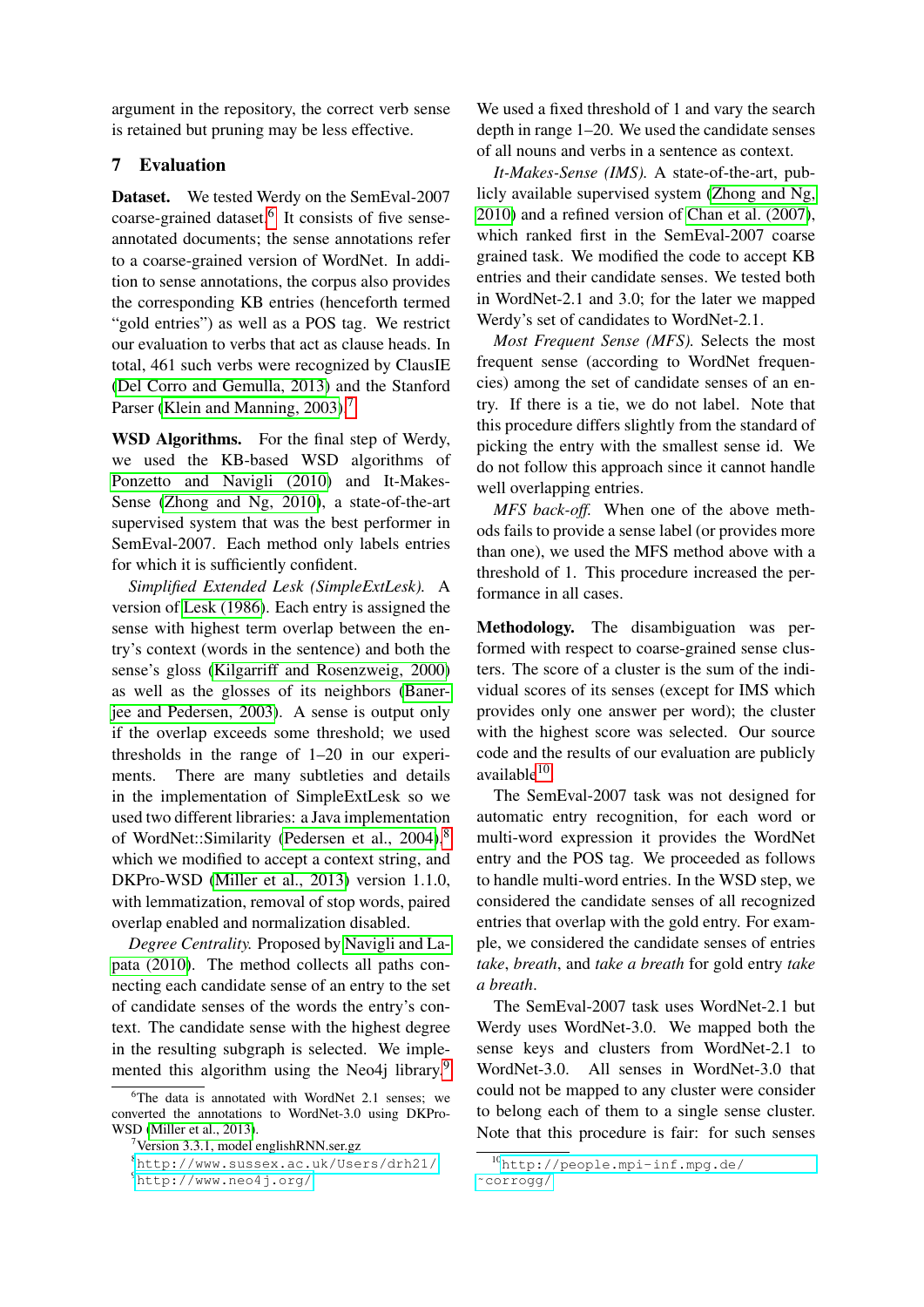argument in the repository, the correct verb sense is retained but pruning may be less effective.

## 7 Evaluation

**Dataset.** We tested Werdy on the SemEval-2007 coarse-grained dataset.[6] It consists of five sense-annotated documents; the sense annotations refer to a coarse-grained version of WordNet. In addition to sense annotations, the corpus also provides the corresponding KB entries (henceforth termed "gold entries") as well as a POS tag. We restrict our evaluation to verbs that act as clause heads. In total, 461 such verbs were recognized by ClausIE (Del Corro and Gemulla, 2013) and the Stanford Parser (Klein and Manning, 2003).[7]

**WSD Algorithms.** For the final step of Werdy, we used the KB-based WSD algorithms of Ponzetto and Navigli (2010) and It-Makes-Sense (Zhong and Ng, 2010), a state-of-the-art supervised system that was the best performer in SemEval-2007. Each method only labels entries for which it is sufficiently confident.

*Simplified Extended Lesk (SimpleExtLesk).* A version of Lesk (1986). Each entry is assigned the sense with highest term overlap between the entry's context (words in the sentence) and both the sense's gloss (Kilgarriff and Rosenzweig, 2000) as well as the glosses of its neighbors (Banerjee and Pedersen, 2003). A sense is output only if the overlap exceeds some threshold; we used thresholds in the range of 1–20 in our experiments. There are many subtleties and details in the implementation of SimpleExtLesk so we used two different libraries: a Java implementation of WordNet::Similarity (Pedersen et al., 2004),[8] which we modified to accept a context string, and DKPro-WSD (Miller et al., 2013) version 1.1.0, with lemmatization, removal of stop words, paired overlap enabled and normalization disabled.

*Degree Centrality.* Proposed by Navigli and Lapata (2010). The method collects all paths connecting each candidate sense of an entry to the set of candidate senses of the words the entry's context. The candidate sense with the highest degree in the resulting subgraph is selected. We implemented this algorithm using the Neo4j library.[9] We used a fixed threshold of 1 and vary the search depth in range 1–20. We used the candidate senses of all nouns and verbs in a sentence as context.

*It-Makes-Sense (IMS).* A state-of-the-art, publicly available supervised system (Zhong and Ng, 2010) and a refined version of Chan et al. (2007), which ranked first in the SemEval-2007 coarse grained task. We modified the code to accept KB entries and their candidate senses. We tested both in WordNet-2.1 and 3.0; for the later we mapped Werdy's set of candidates to WordNet-2.1.

*Most Frequent Sense (MFS).* Selects the most frequent sense (according to WordNet frequencies) among the set of candidate senses of an entry. If there is a tie, we do not label. Note that this procedure differs slightly from the standard of picking the entry with the smallest sense id. We do not follow this approach since it cannot handle well overlapping entries.

*MFS back-off.* When one of the above methods fails to provide a sense label (or provides more than one), we used the MFS method above with a threshold of 1. This procedure increased the performance in all cases.

**Methodology.** The disambiguation was performed with respect to coarse-grained sense clusters. The score of a cluster is the sum of the individual scores of its senses (except for IMS which provides only one answer per word); the cluster with the highest score was selected. Our source code and the results of our evaluation are publicly available.[10]

The SemEval-2007 task was not designed for automatic entry recognition, for each word or multi-word expression it provides the WordNet entry and the POS tag. We proceeded as follows to handle multi-word entries. In the WSD step, we considered the candidate senses of all recognized entries that overlap with the gold entry. For example, we considered the candidate senses of entries *take*, *breath*, and *take a breath* for gold entry *take a breath*.

The SemEval-2007 task uses WordNet-2.1 but Werdy uses WordNet-3.0. We mapped both the sense keys and clusters from WordNet-2.1 to WordNet-3.0. All senses in WordNet-3.0 that could not be mapped to any cluster were consider to belong each of them to a single sense cluster. Note that this procedure is fair: for such senses

[6] The data is annotated with WordNet 2.1 senses; we converted the annotations to WordNet-3.0 using DKPro-WSD (Miller et al., 2013).

[7] Version 3.3.1, model englishRNN.ser.gz

[8] http://www.sussex.ac.uk/Users/drh21/

[9] http://www.neo4j.org/

[10] http://people.mpi-inf.mpg.de/~corrogg/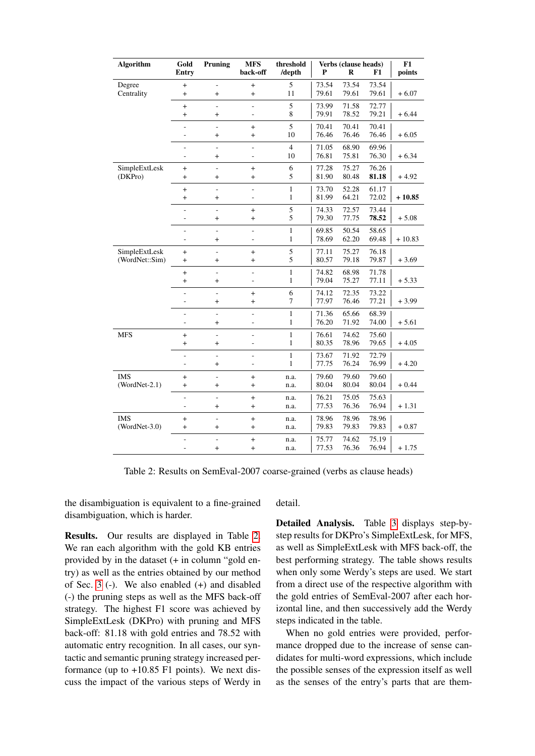| Algorithm | Gold Entry | Pruning | MFS back-off | threshold /depth | Verbs (clause heads) P | R | F1 | F1 points |
|---|---|---|---|---|---|---|---|---|
| Degree Centrality | + | - | + | 5 | 73.54 | 73.54 | 73.54 | |
| | + | + | + | 11 | 79.61 | 79.61 | 79.61 | + 6.07 |
| | + | - | - | 5 | 73.99 | 71.58 | 72.77 | |
| | + | + | - | 8 | 79.91 | 78.52 | 79.21 | + 6.44 |
| | - | - | + | 5 | 70.41 | 70.41 | 70.41 | |
| | - | + | + | 10 | 76.46 | 76.46 | 76.46 | + 6.05 |
| | - | - | - | 4 | 71.05 | 68.90 | 69.96 | |
| | - | + | - | 10 | 76.81 | 75.81 | 76.30 | + 6.34 |
| SimpleExtLesk (DKPro) | + | - | + | 6 | 77.28 | 75.27 | 76.26 | |
| | + | + | + | 5 | 81.90 | 80.48 | **81.18** | + 4.92 |
| | + | - | - | 1 | 73.70 | 52.28 | 61.17 | |
| | + | + | - | 1 | 81.99 | 64.21 | 72.02 | **+ 10.85** |
| | - | - | + | 5 | 74.33 | 72.57 | 73.44 | |
| | - | + | + | 5 | 79.30 | 77.75 | **78.52** | + 5.08 |
| | - | - | - | 1 | 69.85 | 50.54 | 58.65 | |
| | - | + | - | 1 | 78.69 | 62.20 | 69.48 | + 10.83 |
| SimpleExtLesk (WordNet::Sim) | + | - | + | 5 | 77.11 | 75.27 | 76.18 | |
| | + | + | + | 5 | 80.57 | 79.18 | 79.87 | + 3.69 |
| | + | - | - | 1 | 74.82 | 68.98 | 71.78 | |
| | + | + | - | 1 | 79.04 | 75.27 | 77.11 | + 5.33 |
| | - | - | + | 6 | 74.12 | 72.35 | 73.22 | |
| | - | + | + | 7 | 77.97 | 76.46 | 77.21 | + 3.99 |
| | - | - | - | 1 | 71.36 | 65.66 | 68.39 | |
| | - | + | - | 1 | 76.20 | 71.92 | 74.00 | + 5.61 |
| MFS | + | - | - | 1 | 76.61 | 74.62 | 75.60 | |
| | + | + | - | 1 | 80.35 | 78.96 | 79.65 | + 4.05 |
| | - | - | - | 1 | 73.67 | 71.92 | 72.79 | |
| | - | + | - | 1 | 77.75 | 76.24 | 76.99 | + 4.20 |
| IMS (WordNet-2.1) | + | - | + | n.a. | 79.60 | 79.60 | 79.60 | |
| | + | + | + | n.a. | 80.04 | 80.04 | 80.04 | + 0.44 |
| | - | - | + | n.a. | 76.21 | 75.05 | 75.63 | |
| | - | + | + | n.a. | 77.53 | 76.36 | 76.94 | + 1.31 |
| IMS (WordNet-3.0) | + | - | + | n.a. | 78.96 | 78.96 | 78.96 | |
| | + | + | + | n.a. | 79.83 | 79.83 | 79.83 | + 0.87 |
| | - | - | + | n.a. | 75.77 | 74.62 | 75.19 | |
| | - | + | + | n.a. | 77.53 | 76.36 | 76.94 | + 1.75 |

Table 2: Results on SemEval-2007 coarse-grained (verbs as clause heads)

the disambiguation is equivalent to a fine-grained disambiguation, which is harder.

**Results.** Our results are displayed in Table 2. We ran each algorithm with the gold KB entries provided by in the dataset (+ in column "gold entry) as well as the entries obtained by our method of Sec. 3 (-). We also enabled (+) and disabled (-) the pruning steps as well as the MFS back-off strategy. The highest F1 score was achieved by SimpleExtLesk (DKPro) with pruning and MFS back-off: 81.18 with gold entries and 78.52 with automatic entry recognition. In all cases, our syntactic and semantic pruning strategy increased performance (up to +10.85 F1 points). We next discuss the impact of the various steps of Werdy in detail.

**Detailed Analysis.** Table 3 displays step-by-step results for DKPro's SimpleExtLesk, for MFS, as well as SimpleExtLesk with MFS back-off, the best performing strategy. The table shows results when only some Werdy's steps are used. We start from a direct use of the respective algorithm with the gold entries of SemEval-2007 after each horizontal line, and then successively add the Werdy steps indicated in the table.

When no gold entries were provided, performance dropped due to the increase of sense candidates for multi-word expressions, which include the possible senses of the expression itself as well as the senses of the entry's parts that are them-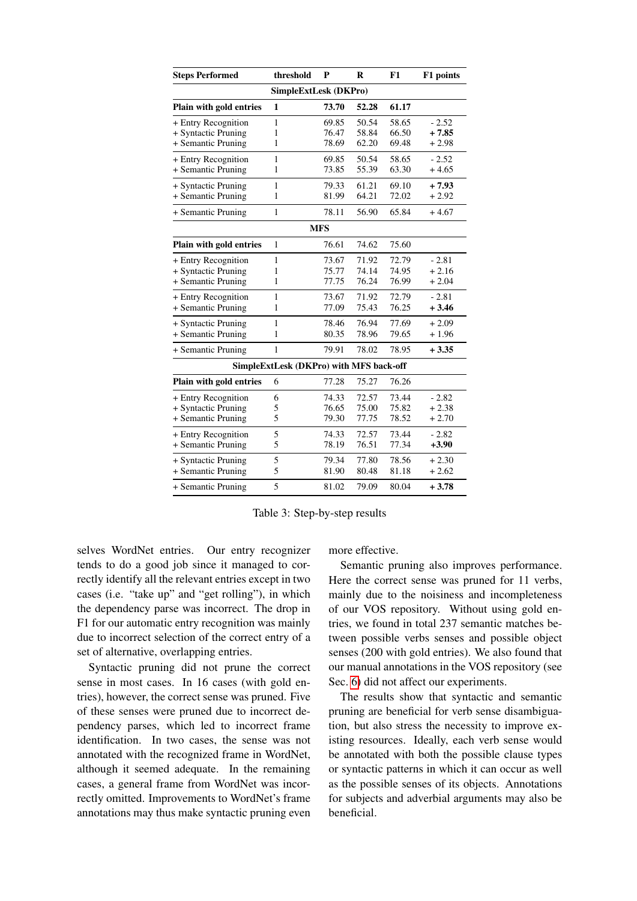| Steps Performed | threshold | P | R | F1 | F1 points |
|---|---|---|---|---|---|
| | | **SimpleExtLesk (DKPro)** | | | |
| **Plain with gold entries** | **1** | **73.70** | **52.28** | **61.17** | |
| + Entry Recognition | 1 | 69.85 | 50.54 | 58.65 | - 2.52 |
| + Syntactic Pruning | 1 | 76.47 | 58.84 | 66.50 | **+ 7.85** |
| + Semantic Pruning | 1 | 78.69 | 62.20 | 69.48 | + 2.98 |
| + Entry Recognition | 1 | 69.85 | 50.54 | 58.65 | - 2.52 |
| + Semantic Pruning | 1 | 73.85 | 55.39 | 63.30 | + 4.65 |
| + Syntactic Pruning | 1 | 79.33 | 61.21 | 69.10 | **+ 7.93** |
| + Semantic Pruning | 1 | 81.99 | 64.21 | 72.02 | + 2.92 |
| + Semantic Pruning | 1 | 78.11 | 56.90 | 65.84 | + 4.67 |
| | | **MFS** | | | |
| **Plain with gold entries** | 1 | 76.61 | 74.62 | 75.60 | |
| + Entry Recognition | 1 | 73.67 | 71.92 | 72.79 | - 2.81 |
| + Syntactic Pruning | 1 | 75.77 | 74.14 | 74.95 | + 2.16 |
| + Semantic Pruning | 1 | 77.75 | 76.24 | 76.99 | + 2.04 |
| + Entry Recognition | 1 | 73.67 | 71.92 | 72.79 | - 2.81 |
| + Semantic Pruning | 1 | 77.09 | 75.43 | 76.25 | **+ 3.46** |
| + Syntactic Pruning | 1 | 78.46 | 76.94 | 77.69 | + 2.09 |
| + Semantic Pruning | 1 | 80.35 | 78.96 | 79.65 | + 1.96 |
| + Semantic Pruning | 1 | 79.91 | 78.02 | 78.95 | **+ 3.35** |
| | | **SimpleExtLesk (DKPro) with MFS back-off** | | | |
| **Plain with gold entries** | 6 | 77.28 | 75.27 | 76.26 | |
| + Entry Recognition | 6 | 74.33 | 72.57 | 73.44 | - 2.82 |
| + Syntactic Pruning | 5 | 76.65 | 75.00 | 75.82 | + 2.38 |
| + Semantic Pruning | 5 | 79.30 | 77.75 | 78.52 | + 2.70 |
| + Entry Recognition | 5 | 74.33 | 72.57 | 73.44 | - 2.82 |
| + Semantic Pruning | 5 | 78.19 | 76.51 | 77.34 | **+3.90** |
| + Syntactic Pruning | 5 | 79.34 | 77.80 | 78.56 | + 2.30 |
| + Semantic Pruning | 5 | 81.90 | 80.48 | 81.18 | + 2.62 |
| + Semantic Pruning | 5 | 81.02 | 79.09 | 80.04 | **+ 3.78** |

Table 3: Step-by-step results

selves WordNet entries. Our entry recognizer tends to do a good job since it managed to correctly identify all the relevant entries except in two cases (i.e. "take up" and "get rolling"), in which the dependency parse was incorrect. The drop in F1 for our automatic entry recognition was mainly due to incorrect selection of the correct entry of a set of alternative, overlapping entries.

Syntactic pruning did not prune the correct sense in most cases. In 16 cases (with gold entries), however, the correct sense was pruned. Five of these senses were pruned due to incorrect dependency parses, which led to incorrect frame identification. In two cases, the sense was not annotated with the recognized frame in WordNet, although it seemed adequate. In the remaining cases, a general frame from WordNet was incorrectly omitted. Improvements to WordNet's frame annotations may thus make syntactic pruning even more effective.

Semantic pruning also improves performance. Here the correct sense was pruned for 11 verbs, mainly due to the noisiness and incompleteness of our VOS repository. Without using gold entries, we found in total 237 semantic matches between possible verbs senses and possible object senses (200 with gold entries). We also found that our manual annotations in the VOS repository (see Sec. 6) did not affect our experiments.

The results show that syntactic and semantic pruning are beneficial for verb sense disambiguation, but also stress the necessity to improve existing resources. Ideally, each verb sense would be annotated with both the possible clause types or syntactic patterns in which it can occur as well as the possible senses of its objects. Annotations for subjects and adverbial arguments may also be beneficial.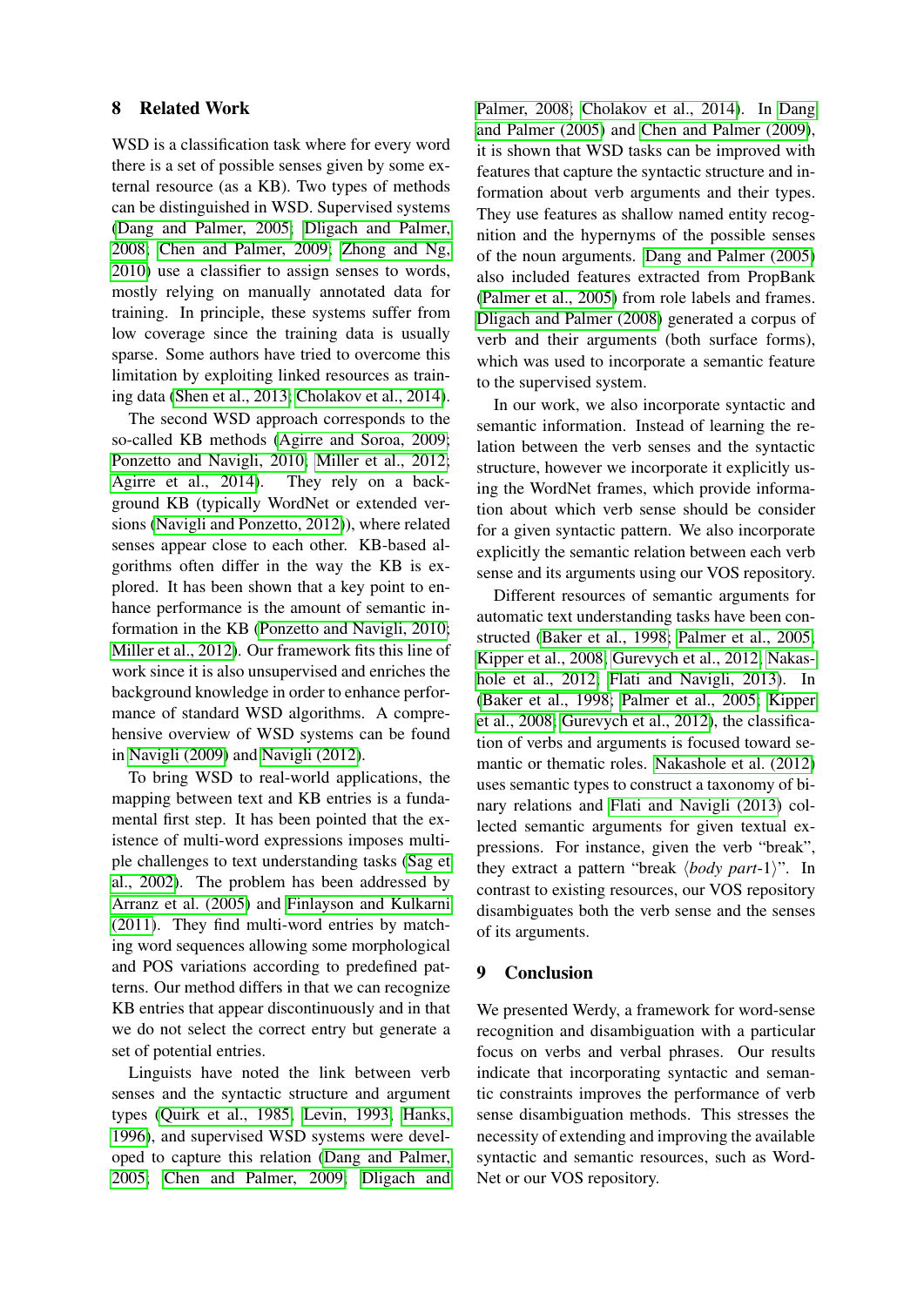## 8 Related Work

WSD is a classification task where for every word there is a set of possible senses given by some external resource (as a KB). Two types of methods can be distinguished in WSD. Supervised systems (Dang and Palmer, 2005; Dligach and Palmer, 2008; Chen and Palmer, 2009; Zhong and Ng, 2010) use a classifier to assign senses to words, mostly relying on manually annotated data for training. In principle, these systems suffer from low coverage since the training data is usually sparse. Some authors have tried to overcome this limitation by exploiting linked resources as training data (Shen et al., 2013; Cholakov et al., 2014).

The second WSD approach corresponds to the so-called KB methods (Agirre and Soroa, 2009; Ponzetto and Navigli, 2010; Miller et al., 2012; Agirre et al., 2014). They rely on a background KB (typically WordNet or extended versions (Navigli and Ponzetto, 2012)), where related senses appear close to each other. KB-based algorithms often differ in the way the KB is explored. It has been shown that a key point to enhance performance is the amount of semantic information in the KB (Ponzetto and Navigli, 2010; Miller et al., 2012). Our framework fits this line of work since it is also unsupervised and enriches the background knowledge in order to enhance performance of standard WSD algorithms. A comprehensive overview of WSD systems can be found in Navigli (2009) and Navigli (2012).

To bring WSD to real-world applications, the mapping between text and KB entries is a fundamental first step. It has been pointed that the existence of multi-word expressions imposes multiple challenges to text understanding tasks (Sag et al., 2002). The problem has been addressed by Arranz et al. (2005) and Finlayson and Kulkarni (2011). They find multi-word entries by matching word sequences allowing some morphological and POS variations according to predefined patterns. Our method differs in that we can recognize KB entries that appear discontinuously and in that we do not select the correct entry but generate a set of potential entries.

Linguists have noted the link between verb senses and the syntactic structure and argument types (Quirk et al., 1985; Levin, 1993; Hanks, 1996), and supervised WSD systems were developed to capture this relation (Dang and Palmer, 2005; Chen and Palmer, 2009; Dligach and Palmer, 2008; Cholakov et al., 2014). In Dang and Palmer (2005) and Chen and Palmer (2009), it is shown that WSD tasks can be improved with features that capture the syntactic structure and information about verb arguments and their types. They use features as shallow named entity recognition and the hypernyms of the possible senses of the noun arguments. Dang and Palmer (2005) also included features extracted from PropBank (Palmer et al., 2005) from role labels and frames. Dligach and Palmer (2008) generated a corpus of verb and their arguments (both surface forms), which was used to incorporate a semantic feature to the supervised system.

In our work, we also incorporate syntactic and semantic information. Instead of learning the relation between the verb senses and the syntactic structure, however we incorporate it explicitly using the WordNet frames, which provide information about which verb sense should be consider for a given syntactic pattern. We also incorporate explicitly the semantic relation between each verb sense and its arguments using our VOS repository.

Different resources of semantic arguments for automatic text understanding tasks have been constructed (Baker et al., 1998; Palmer et al., 2005; Kipper et al., 2008; Gurevych et al., 2012; Nakashole et al., 2012; Flati and Navigli, 2013). In (Baker et al., 1998; Palmer et al., 2005; Kipper et al., 2008; Gurevych et al., 2012), the classification of verbs and arguments is focused toward semantic or thematic roles. Nakashole et al. (2012) uses semantic types to construct a taxonomy of binary relations and Flati and Navigli (2013) collected semantic arguments for given textual expressions. For instance, given the verb "break", they extract a pattern "break ⟨*body part*-1⟩". In contrast to existing resources, our VOS repository disambiguates both the verb sense and the senses of its arguments.

## 9 Conclusion

We presented Werdy, a framework for word-sense recognition and disambiguation with a particular focus on verbs and verbal phrases. Our results indicate that incorporating syntactic and semantic constraints improves the performance of verb sense disambiguation methods. This stresses the necessity of extending and improving the available syntactic and semantic resources, such as WordNet or our VOS repository.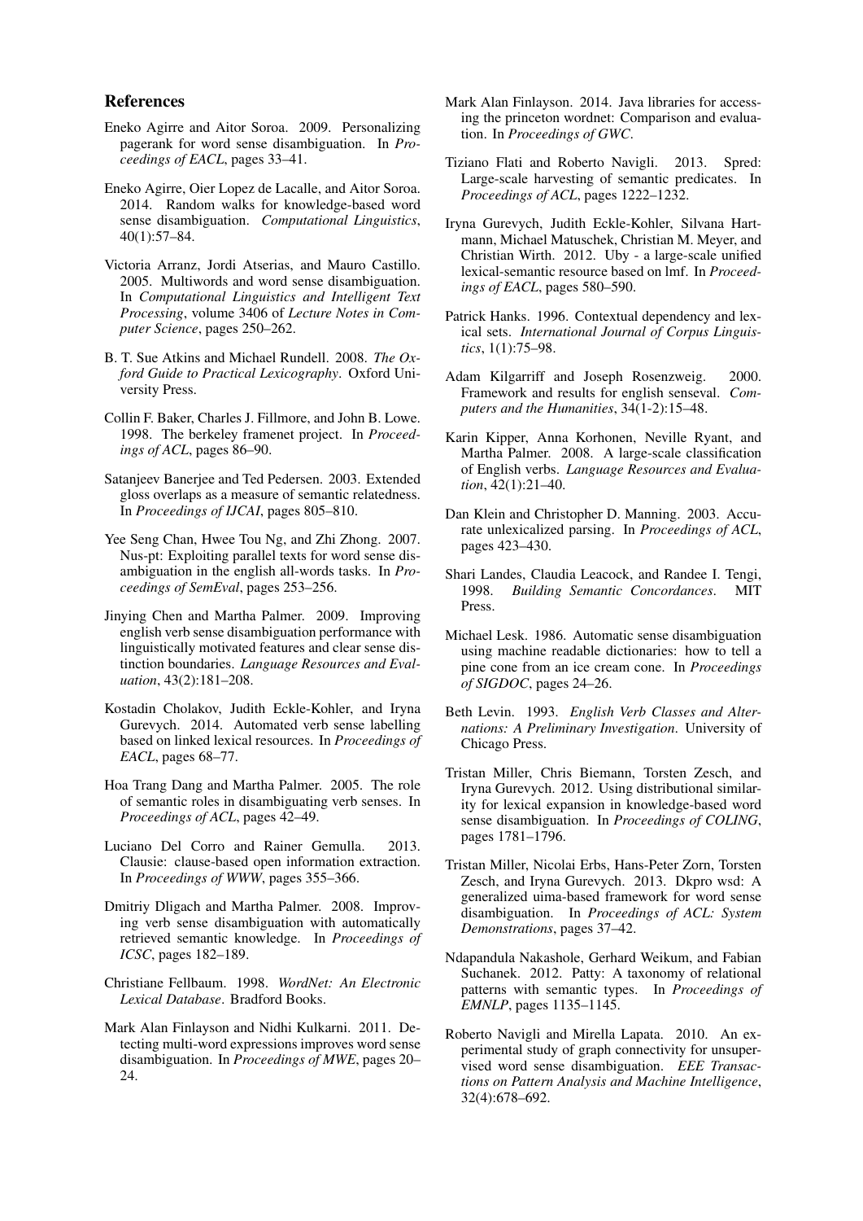## References

Eneko Agirre and Aitor Soroa. 2009. Personalizing pagerank for word sense disambiguation. In *Proceedings of EACL*, pages 33–41.

Eneko Agirre, Oier Lopez de Lacalle, and Aitor Soroa. 2014. Random walks for knowledge-based word sense disambiguation. *Computational Linguistics*, 40(1):57–84.

Victoria Arranz, Jordi Atserias, and Mauro Castillo. 2005. Multiwords and word sense disambiguation. In *Computational Linguistics and Intelligent Text Processing*, volume 3406 of *Lecture Notes in Computer Science*, pages 250–262.

B. T. Sue Atkins and Michael Rundell. 2008. *The Oxford Guide to Practical Lexicography*. Oxford University Press.

Collin F. Baker, Charles J. Fillmore, and John B. Lowe. 1998. The berkeley framenet project. In *Proceedings of ACL*, pages 86–90.

Satanjeev Banerjee and Ted Pedersen. 2003. Extended gloss overlaps as a measure of semantic relatedness. In *Proceedings of IJCAI*, pages 805–810.

Yee Seng Chan, Hwee Tou Ng, and Zhi Zhong. 2007. Nus-pt: Exploiting parallel texts for word sense disambiguation in the english all-words tasks. In *Proceedings of SemEval*, pages 253–256.

Jinying Chen and Martha Palmer. 2009. Improving english verb sense disambiguation performance with linguistically motivated features and clear sense distinction boundaries. *Language Resources and Evaluation*, 43(2):181–208.

Kostadin Cholakov, Judith Eckle-Kohler, and Iryna Gurevych. 2014. Automated verb sense labelling based on linked lexical resources. In *Proceedings of EACL*, pages 68–77.

Hoa Trang Dang and Martha Palmer. 2005. The role of semantic roles in disambiguating verb senses. In *Proceedings of ACL*, pages 42–49.

Luciano Del Corro and Rainer Gemulla. 2013. Clausie: clause-based open information extraction. In *Proceedings of WWW*, pages 355–366.

Dmitriy Dligach and Martha Palmer. 2008. Improving verb sense disambiguation with automatically retrieved semantic knowledge. In *Proceedings of ICSC*, pages 182–189.

Christiane Fellbaum. 1998. *WordNet: An Electronic Lexical Database*. Bradford Books.

Mark Alan Finlayson and Nidhi Kulkarni. 2011. Detecting multi-word expressions improves word sense disambiguation. In *Proceedings of MWE*, pages 20–24.

Mark Alan Finlayson. 2014. Java libraries for accessing the princeton wordnet: Comparison and evaluation. In *Proceedings of GWC*.

Tiziano Flati and Roberto Navigli. 2013. Spred: Large-scale harvesting of semantic predicates. In *Proceedings of ACL*, pages 1222–1232.

Iryna Gurevych, Judith Eckle-Kohler, Silvana Hartmann, Michael Matuschek, Christian M. Meyer, and Christian Wirth. 2012. Uby - a large-scale unified lexical-semantic resource based on lmf. In *Proceedings of EACL*, pages 580–590.

Patrick Hanks. 1996. Contextual dependency and lexical sets. *International Journal of Corpus Linguistics*, 1(1):75–98.

Adam Kilgarriff and Joseph Rosenzweig. 2000. Framework and results for english senseval. *Computers and the Humanities*, 34(1-2):15–48.

Karin Kipper, Anna Korhonen, Neville Ryant, and Martha Palmer. 2008. A large-scale classification of English verbs. *Language Resources and Evaluation*, 42(1):21–40.

Dan Klein and Christopher D. Manning. 2003. Accurate unlexicalized parsing. In *Proceedings of ACL*, pages 423–430.

Shari Landes, Claudia Leacock, and Randee I. Tengi, 1998. *Building Semantic Concordances*. MIT Press.

Michael Lesk. 1986. Automatic sense disambiguation using machine readable dictionaries: how to tell a pine cone from an ice cream cone. In *Proceedings of SIGDOC*, pages 24–26.

Beth Levin. 1993. *English Verb Classes and Alternations: A Preliminary Investigation*. University of Chicago Press.

Tristan Miller, Chris Biemann, Torsten Zesch, and Iryna Gurevych. 2012. Using distributional similarity for lexical expansion in knowledge-based word sense disambiguation. In *Proceedings of COLING*, pages 1781–1796.

Tristan Miller, Nicolai Erbs, Hans-Peter Zorn, Torsten Zesch, and Iryna Gurevych. 2013. Dkpro wsd: A generalized uima-based framework for word sense disambiguation. In *Proceedings of ACL: System Demonstrations*, pages 37–42.

Ndapandula Nakashole, Gerhard Weikum, and Fabian Suchanek. 2012. Patty: A taxonomy of relational patterns with semantic types. In *Proceedings of EMNLP*, pages 1135–1145.

Roberto Navigli and Mirella Lapata. 2010. An experimental study of graph connectivity for unsupervised word sense disambiguation. *EEE Transactions on Pattern Analysis and Machine Intelligence*, 32(4):678–692.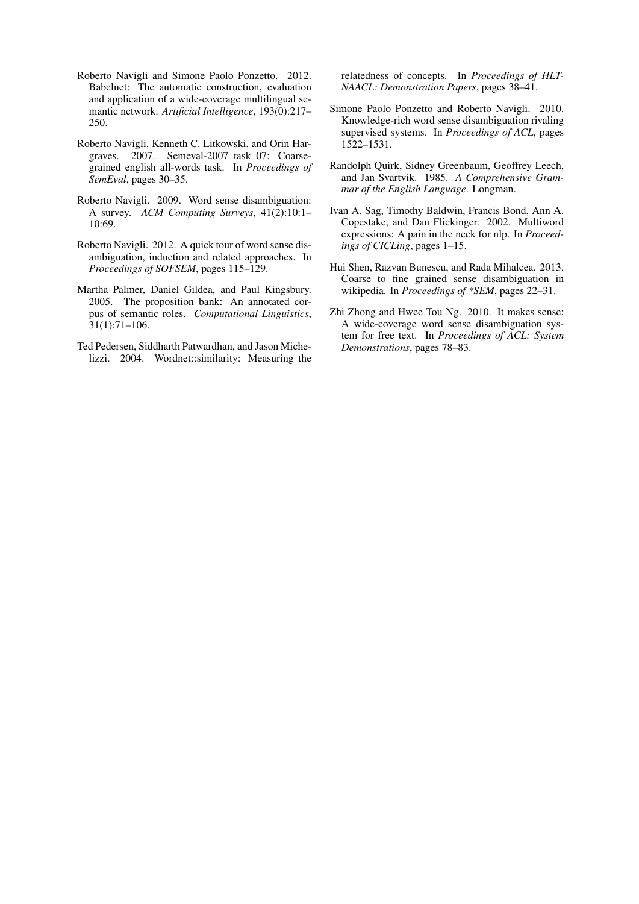Roberto Navigli and Simone Paolo Ponzetto. 2012. Babelnet: The automatic construction, evaluation and application of a wide-coverage multilingual semantic network. *Artificial Intelligence*, 193(0):217–250.

Roberto Navigli, Kenneth C. Litkowski, and Orin Hargraves. 2007. Semeval-2007 task 07: Coarse-grained english all-words task. In *Proceedings of SemEval*, pages 30–35.

Roberto Navigli. 2009. Word sense disambiguation: A survey. *ACM Computing Surveys*, 41(2):10:1–10:69.

Roberto Navigli. 2012. A quick tour of word sense disambiguation, induction and related approaches. In *Proceedings of SOFSEM*, pages 115–129.

Martha Palmer, Daniel Gildea, and Paul Kingsbury. 2005. The proposition bank: An annotated corpus of semantic roles. *Computational Linguistics*, 31(1):71–106.

Ted Pedersen, Siddharth Patwardhan, and Jason Michelizzi. 2004. Wordnet::similarity: Measuring the relatedness of concepts. In *Proceedings of HLT-NAACL: Demonstration Papers*, pages 38–41.

Simone Paolo Ponzetto and Roberto Navigli. 2010. Knowledge-rich word sense disambiguation rivaling supervised systems. In *Proceedings of ACL*, pages 1522–1531.

Randolph Quirk, Sidney Greenbaum, Geoffrey Leech, and Jan Svartvik. 1985. *A Comprehensive Grammar of the English Language*. Longman.

Ivan A. Sag, Timothy Baldwin, Francis Bond, Ann A. Copestake, and Dan Flickinger. 2002. Multiword expressions: A pain in the neck for nlp. In *Proceedings of CICLing*, pages 1–15.

Hui Shen, Razvan Bunescu, and Rada Mihalcea. 2013. Coarse to fine grained sense disambiguation in wikipedia. In *Proceedings of *SEM*, pages 22–31.

Zhi Zhong and Hwee Tou Ng. 2010. It makes sense: A wide-coverage word sense disambiguation system for free text. In *Proceedings of ACL: System Demonstrations*, pages 78–83.